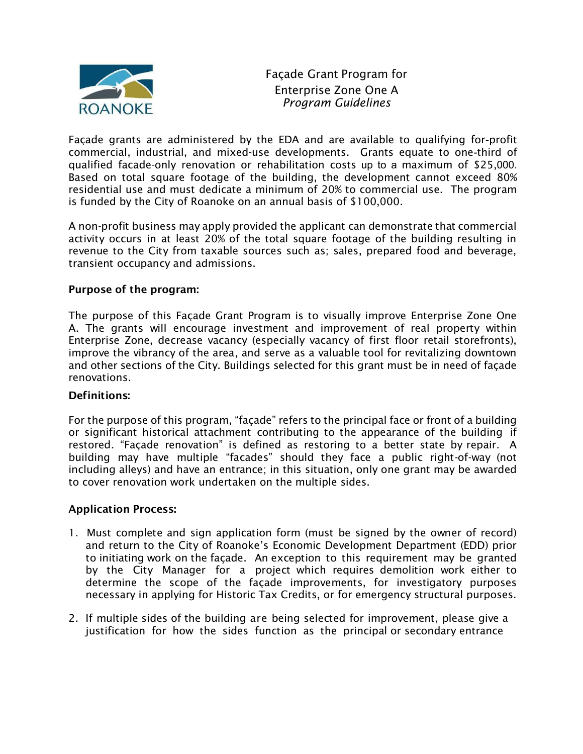# Façade Grant Program for Enterprise Zone One A

*Program Guidelines*

Façade grants are administered by the EDA and are available to qualifying for-profit commercial, industrial, and mixed-use developments. Grants equate to one-third of qualified facade-only renovation or rehabilitation costs up to a maximum of $25,000. Based on total square footage of the building, the development cannot exceed 80% residential use and must dedicate a minimum of 20% to commercial use. The program is funded by the City of Roanoke on an annual basis of $100,000.

A non-profit business may apply provided the applicant can demonstrate that commercial activity occurs in at least 20% of the total square footage of the building resulting in revenue to the City from taxable sources such as; sales, prepared food and beverage, transient occupancy and admissions.

**Purpose of the program:**

The purpose of this Façade Grant Program is to visually improve Enterprise Zone One A. The grants will encourage investment and improvement of real property within Enterprise Zone, decrease vacancy (especially vacancy of first floor retail storefronts), improve the vibrancy of the area, and serve as a valuable tool for revitalizing downtown and other sections of the City. Buildings selected for this grant must be in need of façade renovations.

**Definitions:**

For the purpose of this program, "façade" refers to the principal face or front of a building or significant historical attachment contributing to the appearance of the building if restored. "Façade renovation" is defined as restoring to a better state by repair. A building may have multiple "facades" should they face a public right-of-way (not including alleys) and have an entrance; in this situation, only one grant may be awarded to cover renovation work undertaken on the multiple sides.

**Application Process:**

1. Must complete and sign application form (must be signed by the owner of record) and return to the City of Roanoke's Economic Development Department (EDD) prior to initiating work on the façade. An exception to this requirement may be granted by the City Manager for a project which requires demolition work either to determine the scope of the façade improvements, for investigatory purposes necessary in applying for Historic Tax Credits, or for emergency structural purposes.

2. If multiple sides of the building are being selected for improvement, please give a justification for how the sides function as the principal or secondary entrance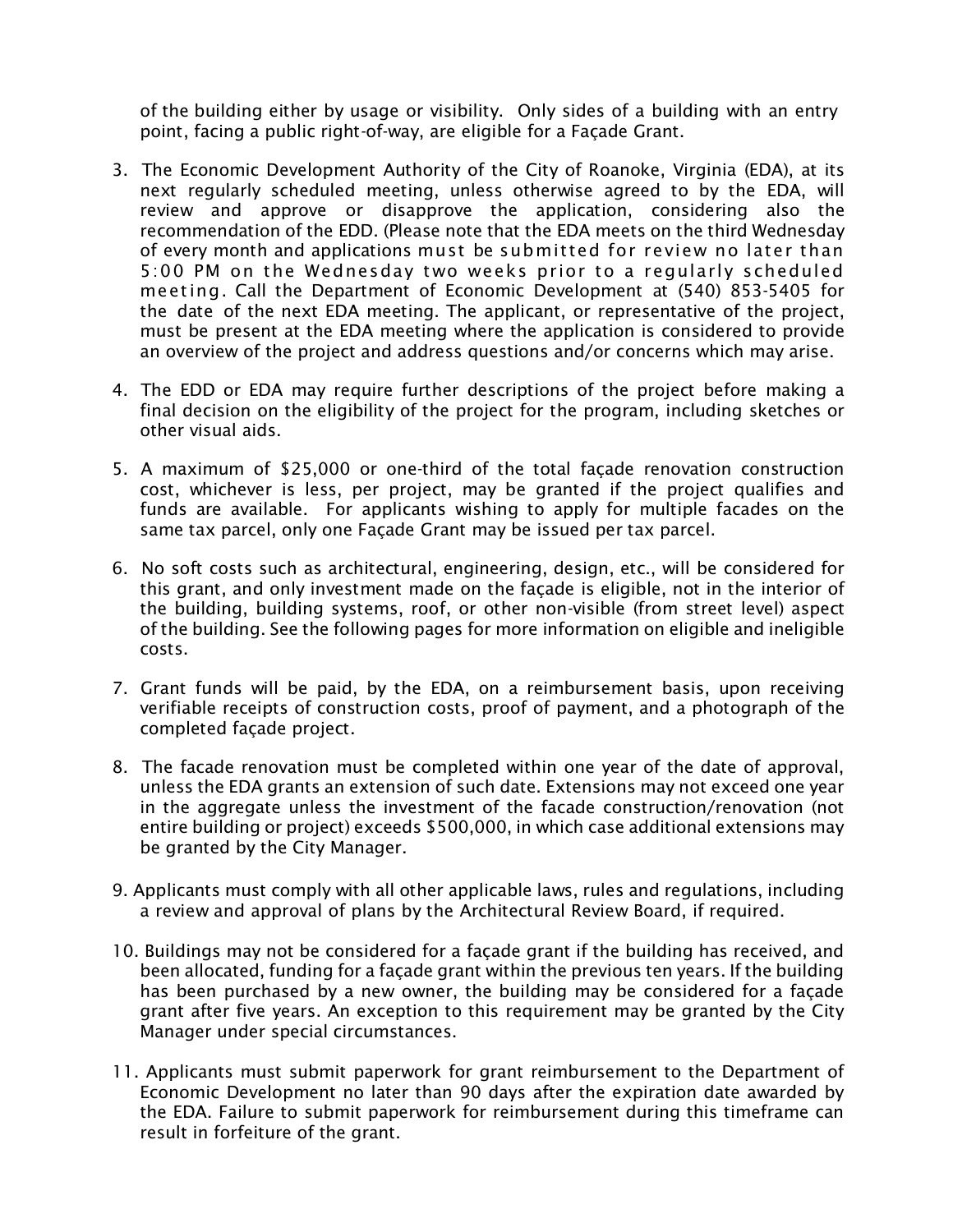of the building either by usage or visibility. Only sides of a building with an entry point, facing a public right-of-way, are eligible for a Façade Grant.

3. The Economic Development Authority of the City of Roanoke, Virginia (EDA), at its next regularly scheduled meeting, unless otherwise agreed to by the EDA, will review and approve or disapprove the application, considering also the recommendation of the EDD. (Please note that the EDA meets on the third Wednesday of every month and applications must be submitted for review no later than 5:00 PM on the Wednesday two weeks prior to a regularly scheduled meeting. Call the Department of Economic Development at (540) 853-5405 for the date of the next EDA meeting. The applicant, or representative of the project, must be present at the EDA meeting where the application is considered to provide an overview of the project and address questions and/or concerns which may arise.

4. The EDD or EDA may require further descriptions of the project before making a final decision on the eligibility of the project for the program, including sketches or other visual aids.

5. A maximum of $25,000 or one-third of the total façade renovation construction cost, whichever is less, per project, may be granted if the project qualifies and funds are available. For applicants wishing to apply for multiple facades on the same tax parcel, only one Façade Grant may be issued per tax parcel.

6. No soft costs such as architectural, engineering, design, etc., will be considered for this grant, and only investment made on the façade is eligible, not in the interior of the building, building systems, roof, or other non-visible (from street level) aspect of the building. See the following pages for more information on eligible and ineligible costs.

7. Grant funds will be paid, by the EDA, on a reimbursement basis, upon receiving verifiable receipts of construction costs, proof of payment, and a photograph of the completed façade project.

8. The facade renovation must be completed within one year of the date of approval, unless the EDA grants an extension of such date. Extensions may not exceed one year in the aggregate unless the investment of the facade construction/renovation (not entire building or project) exceeds $500,000, in which case additional extensions may be granted by the City Manager.

9. Applicants must comply with all other applicable laws, rules and regulations, including a review and approval of plans by the Architectural Review Board, if required.

10. Buildings may not be considered for a façade grant if the building has received, and been allocated, funding for a façade grant within the previous ten years. If the building has been purchased by a new owner, the building may be considered for a façade grant after five years. An exception to this requirement may be granted by the City Manager under special circumstances.

11. Applicants must submit paperwork for grant reimbursement to the Department of Economic Development no later than 90 days after the expiration date awarded by the EDA. Failure to submit paperwork for reimbursement during this timeframe can result in forfeiture of the grant.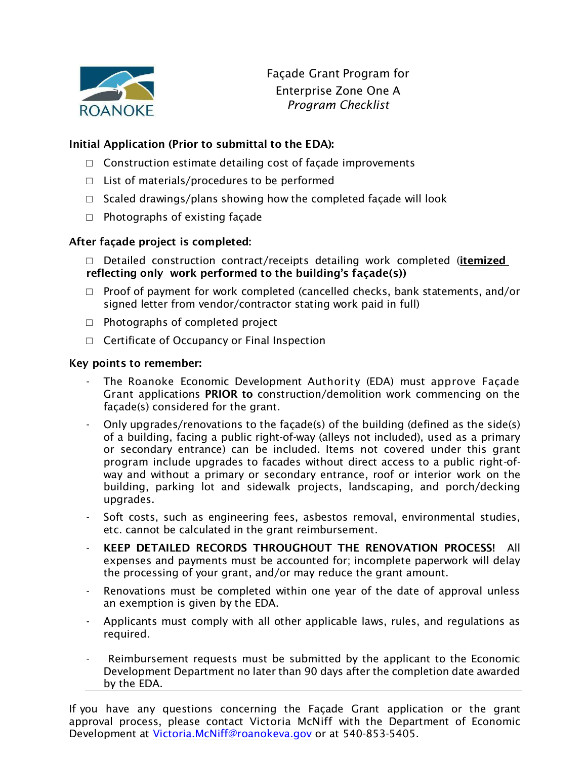ROANOKE

# Façade Grant Program for Enterprise Zone One A

*Program Checklist*

**Initial Application (Prior to submittal to the EDA):**

- ☐ Construction estimate detailing cost of façade improvements
- ☐ List of materials/procedures to be performed
- ☐ Scaled drawings/plans showing how the completed façade will look
- ☐ Photographs of existing façade

**After façade project is completed:**

- ☐ Detailed construction contract/receipts detailing work completed (**<u>itemized</u> reflecting only work performed to the building's façade(s))**
- ☐ Proof of payment for work completed (cancelled checks, bank statements, and/or signed letter from vendor/contractor stating work paid in full)
- ☐ Photographs of completed project
- ☐ Certificate of Occupancy or Final Inspection

**Key points to remember:**

- The Roanoke Economic Development Authority (EDA) must approve Façade Grant applications **PRIOR to** construction/demolition work commencing on the façade(s) considered for the grant.
- Only upgrades/renovations to the façade(s) of the building (defined as the side(s) of a building, facing a public right-of-way (alleys not included), used as a primary or secondary entrance) can be included. Items not covered under this grant program include upgrades to facades without direct access to a public right-of-way and without a primary or secondary entrance, roof or interior work on the building, parking lot and sidewalk projects, landscaping, and porch/decking upgrades.
- Soft costs, such as engineering fees, asbestos removal, environmental studies, etc. cannot be calculated in the grant reimbursement.
- **KEEP DETAILED RECORDS THROUGHOUT THE RENOVATION PROCESS!** All expenses and payments must be accounted for; incomplete paperwork will delay the processing of your grant, and/or may reduce the grant amount.
- Renovations must be completed within one year of the date of approval unless an exemption is given by the EDA.
- Applicants must comply with all other applicable laws, rules, and regulations as required.
- Reimbursement requests must be submitted by the applicant to the Economic Development Department no later than 90 days after the completion date awarded by the EDA.

---

If you have any questions concerning the Façade Grant application or the grant approval process, please contact Victoria McNiff with the Department of Economic Development at [Victoria.McNiff@roanokeva.gov](mailto:Victoria.McNiff@roanokeva.gov) or at 540-853-5405.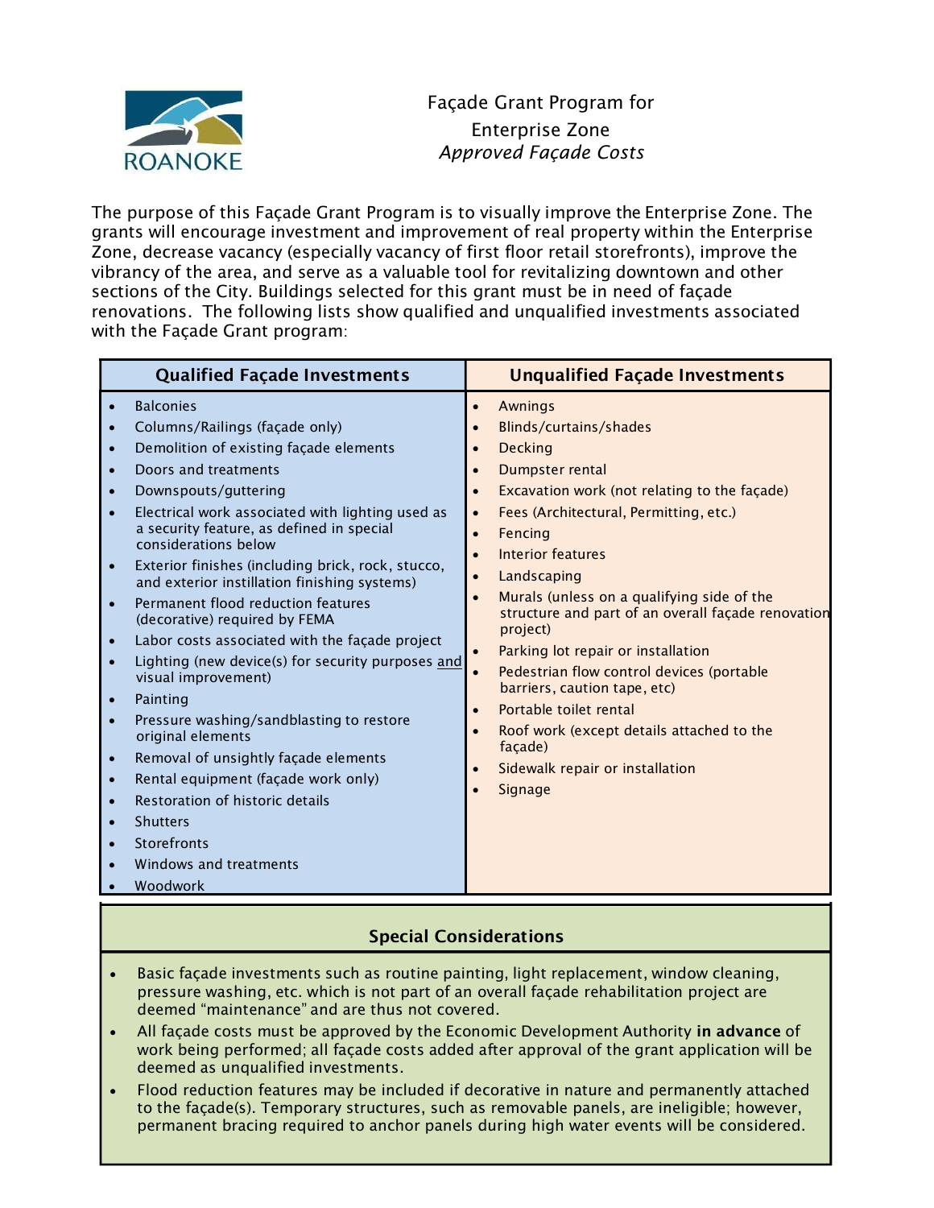# Façade Grant Program for Enterprise Zone

*Approved Façade Costs*

The purpose of this Façade Grant Program is to visually improve the Enterprise Zone. The grants will encourage investment and improvement of real property within the Enterprise Zone, decrease vacancy (especially vacancy of first floor retail storefronts), improve the vibrancy of the area, and serve as a valuable tool for revitalizing downtown and other sections of the City. Buildings selected for this grant must be in need of façade renovations. The following lists show qualified and unqualified investments associated with the Façade Grant program:

| Qualified Façade Investments | Unqualified Façade Investments |
|---|---|
| • Balconies<br>• Columns/Railings (façade only)<br>• Demolition of existing façade elements<br>• Doors and treatments<br>• Downspouts/guttering<br>• Electrical work associated with lighting used as a security feature, as defined in special considerations below<br>• Exterior finishes (including brick, rock, stucco, and exterior instillation finishing systems)<br>• Permanent flood reduction features (decorative) required by FEMA<br>• Labor costs associated with the façade project<br>• Lighting (new device(s) for security purposes and visual improvement)<br>• Painting<br>• Pressure washing/sandblasting to restore original elements<br>• Removal of unsightly façade elements<br>• Rental equipment (façade work only)<br>• Restoration of historic details<br>• Shutters<br>• Storefronts<br>• Windows and treatments<br>• Woodwork | • Awnings<br>• Blinds/curtains/shades<br>• Decking<br>• Dumpster rental<br>• Excavation work (not relating to the façade)<br>• Fees (Architectural, Permitting, etc.)<br>• Fencing<br>• Interior features<br>• Landscaping<br>• Murals (unless on a qualifying side of the structure and part of an overall façade renovation project)<br>• Parking lot repair or installation<br>• Pedestrian flow control devices (portable barriers, caution tape, etc)<br>• Portable toilet rental<br>• Roof work (except details attached to the façade)<br>• Sidewalk repair or installation<br>• Signage |

## Special Considerations

- Basic façade investments such as routine painting, light replacement, window cleaning, pressure washing, etc. which is not part of an overall façade rehabilitation project are deemed "maintenance" and are thus not covered.
- All façade costs must be approved by the Economic Development Authority **in advance** of work being performed; all façade costs added after approval of the grant application will be deemed as unqualified investments.
- Flood reduction features may be included if decorative in nature and permanently attached to the façade(s). Temporary structures, such as removable panels, are ineligible; however, permanent bracing required to anchor panels during high water events will be considered.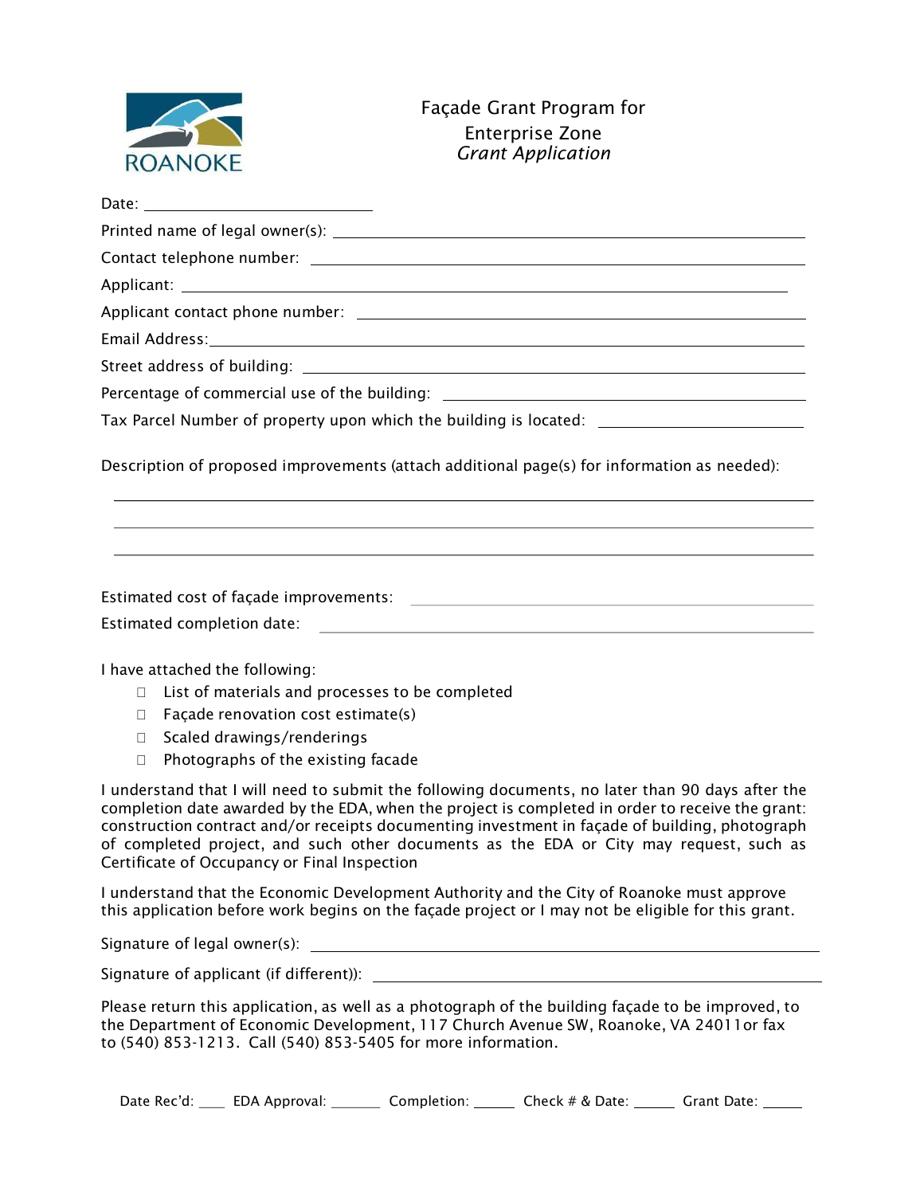ROANOKE

# Façade Grant Program for Enterprise Zone
*Grant Application*

Date: ____________________________

Printed name of legal owner(s): ____________________________

Contact telephone number: ____________________________

Applicant: ____________________________

Applicant contact phone number: ____________________________

Email Address: ____________________________

Street address of building: ____________________________

Percentage of commercial use of the building: ____________________________

Tax Parcel Number of property upon which the building is located: ____________________________

Description of proposed improvements (attach additional page(s) for information as needed):

____________________________________________________________

____________________________________________________________

____________________________________________________________

Estimated cost of façade improvements: ____________________________

Estimated completion date: ____________________________

I have attached the following:

- ☐ List of materials and processes to be completed
- ☐ Façade renovation cost estimate(s)
- ☐ Scaled drawings/renderings
- ☐ Photographs of the existing facade

I understand that I will need to submit the following documents, no later than 90 days after the completion date awarded by the EDA, when the project is completed in order to receive the grant: construction contract and/or receipts documenting investment in façade of building, photograph of completed project, and such other documents as the EDA or City may request, such as Certificate of Occupancy or Final Inspection

I understand that the Economic Development Authority and the City of Roanoke must approve this application before work begins on the façade project or I may not be eligible for this grant.

Signature of legal owner(s): ____________________________

Signature of applicant (if different)): ____________________________

Please return this application, as well as a photograph of the building façade to be improved, to the Department of Economic Development, 117 Church Avenue SW, Roanoke, VA 24011or fax to (540) 853-1213. Call (540) 853-5405 for more information.

Date Rec'd: ____ EDA Approval: _______ Completion: _____ Check # & Date: _____ Grant Date: _____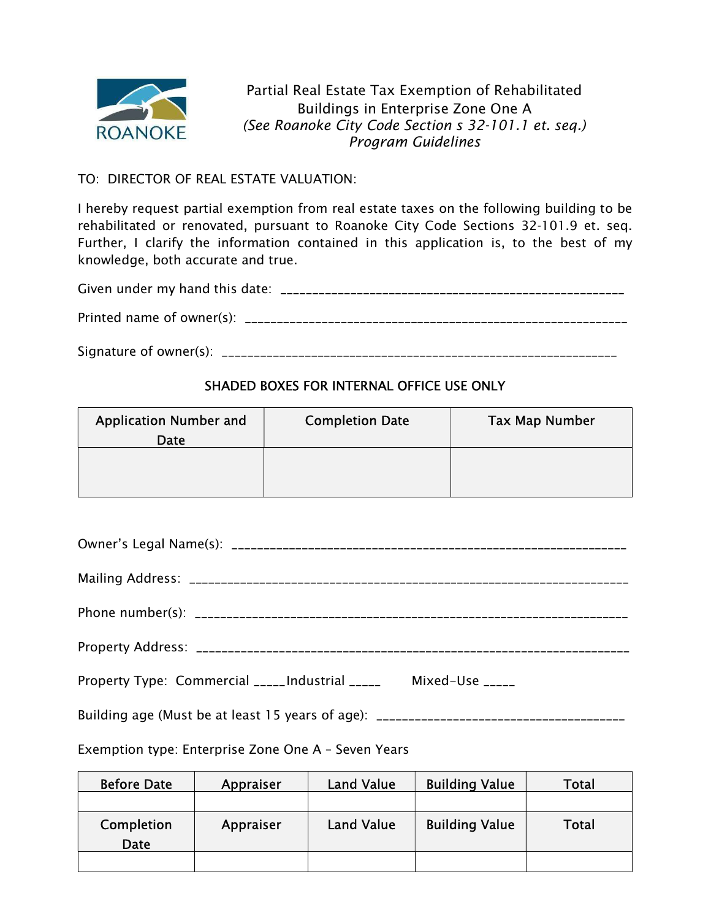Partial Real Estate Tax Exemption of Rehabilitated Buildings in Enterprise Zone One A
*(See Roanoke City Code Section s 32-101.1 et. seq.)*
*Program Guidelines*

TO: DIRECTOR OF REAL ESTATE VALUATION:

I hereby request partial exemption from real estate taxes on the following building to be rehabilitated or renovated, pursuant to Roanoke City Code Sections 32-101.9 et. seq. Further, I clarify the information contained in this application is, to the best of my knowledge, both accurate and true.

Given under my hand this date: ____________________________________________________

Printed name of owner(s): ________________________________________________________

Signature of owner(s): __________________________________________________________

SHADED BOXES FOR INTERNAL OFFICE USE ONLY

| Application Number and Date | Completion Date | Tax Map Number |
|---|---|---|
| | | |

Owner's Legal Name(s): __________________________________________________________

Mailing Address: _______________________________________________________________

Phone number(s): ______________________________________________________________

Property Address: ______________________________________________________________

Property Type: Commercial _____Industrial _____ Mixed-Use _____

Building age (Must be at least 15 years of age): ____________________________________

Exemption type: Enterprise Zone One A – Seven Years

| Before Date | Appraiser | Land Value | Building Value | Total |
|---|---|---|---|---|
| | | | | |
| **Completion Date** | **Appraiser** | **Land Value** | **Building Value** | **Total** |
| | | | | |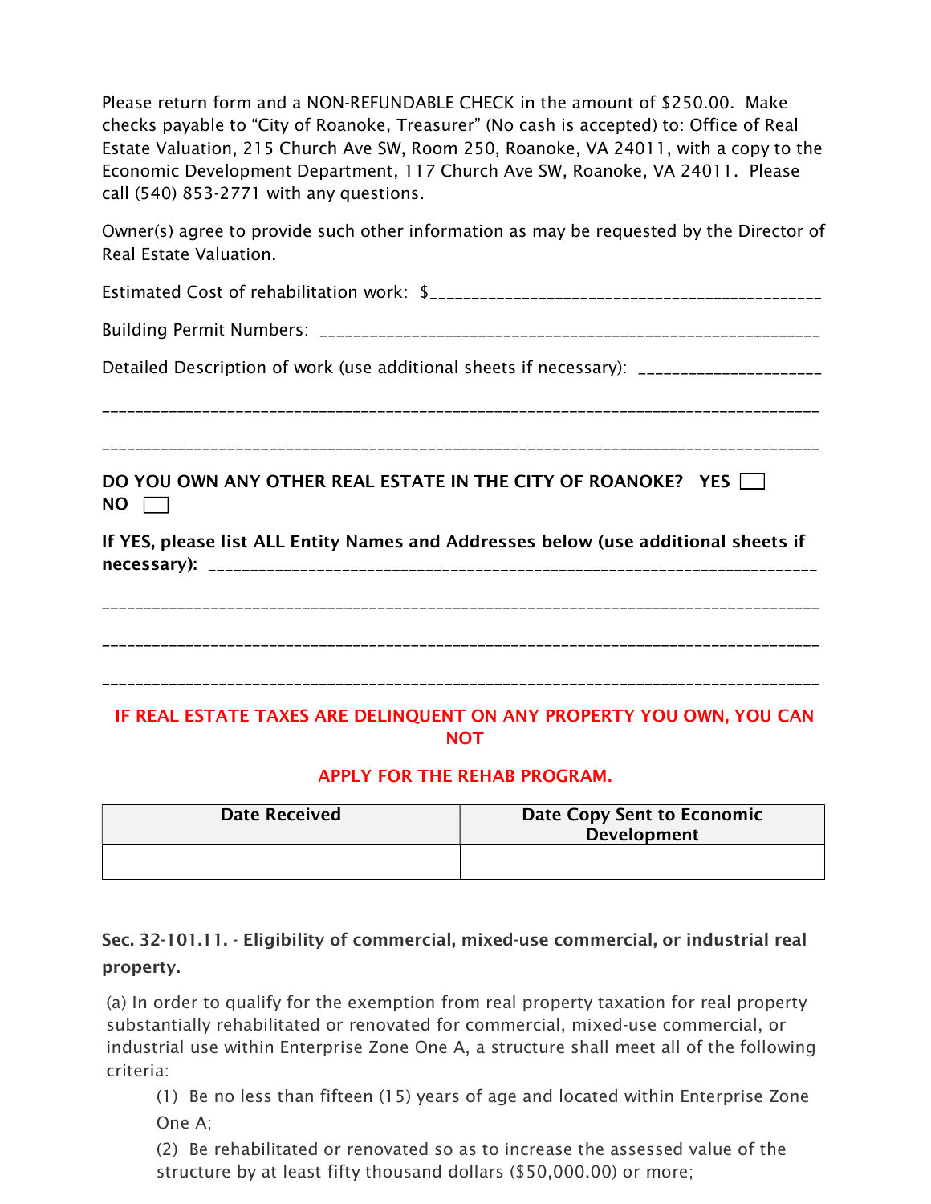Please return form and a NON-REFUNDABLE CHECK in the amount of $250.00. Make checks payable to “City of Roanoke, Treasurer” (No cash is accepted) to: Office of Real Estate Valuation, 215 Church Ave SW, Room 250, Roanoke, VA 24011, with a copy to the Economic Development Department, 117 Church Ave SW, Roanoke, VA 24011. Please call (540) 853-2771 with any questions.

Owner(s) agree to provide such other information as may be requested by the Director of Real Estate Valuation.

Estimated Cost of rehabilitation work: $_____________________________________________

Building Permit Numbers: ____________________________________________________________

Detailed Description of work (use additional sheets if necessary): _____________________

___________________________________________________________________________________

___________________________________________________________________________________

**DO YOU OWN ANY OTHER REAL ESTATE IN THE CITY OF ROANOKE? YES ☐ NO ☐**

**If YES, please list ALL Entity Names and Addresses below (use additional sheets if necessary):** _______________________________________________________________________

___________________________________________________________________________________

___________________________________________________________________________________

___________________________________________________________________________________

**IF REAL ESTATE TAXES ARE DELINQUENT ON ANY PROPERTY YOU OWN, YOU CAN NOT**

**APPLY FOR THE REHAB PROGRAM.**

| Date Received | Date Copy Sent to Economic Development |
|---|---|
| | |

**Sec. 32-101.11. - Eligibility of commercial, mixed-use commercial, or industrial real property.**

(a) In order to qualify for the exemption from real property taxation for real property substantially rehabilitated or renovated for commercial, mixed-use commercial, or industrial use within Enterprise Zone One A, a structure shall meet all of the following criteria:

(1) Be no less than fifteen (15) years of age and located within Enterprise Zone One A;

(2) Be rehabilitated or renovated so as to increase the assessed value of the structure by at least fifty thousand dollars ($50,000.00) or more;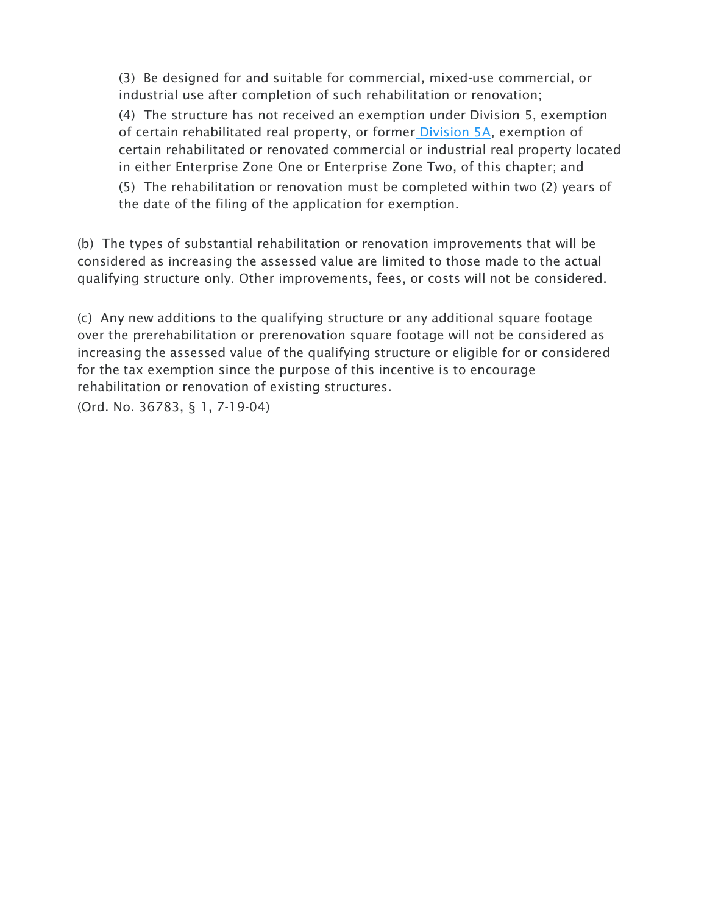(3) Be designed for and suitable for commercial, mixed-use commercial, or industrial use after completion of such rehabilitation or renovation;

(4) The structure has not received an exemption under Division 5, exemption of certain rehabilitated real property, or former Division 5A, exemption of certain rehabilitated or renovated commercial or industrial real property located in either Enterprise Zone One or Enterprise Zone Two, of this chapter; and

(5) The rehabilitation or renovation must be completed within two (2) years of the date of the filing of the application for exemption.

(b) The types of substantial rehabilitation or renovation improvements that will be considered as increasing the assessed value are limited to those made to the actual qualifying structure only. Other improvements, fees, or costs will not be considered.

(c) Any new additions to the qualifying structure or any additional square footage over the prerehabilitation or prerenovation square footage will not be considered as increasing the assessed value of the qualifying structure or eligible for or considered for the tax exemption since the purpose of this incentive is to encourage rehabilitation or renovation of existing structures.

(Ord. No. 36783, § 1, 7-19-04)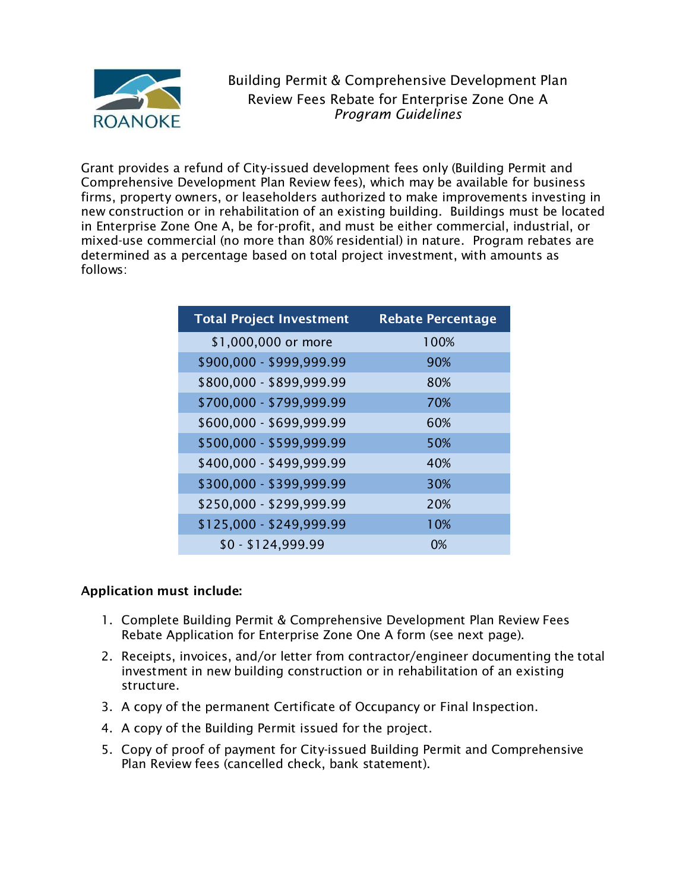# Building Permit & Comprehensive Development Plan Review Fees Rebate for Enterprise Zone One A

*Program Guidelines*

Grant provides a refund of City-issued development fees only (Building Permit and Comprehensive Development Plan Review fees), which may be available for business firms, property owners, or leaseholders authorized to make improvements investing in new construction or in rehabilitation of an existing building. Buildings must be located in Enterprise Zone One A, be for-profit, and must be either commercial, industrial, or mixed-use commercial (no more than 80% residential) in nature. Program rebates are determined as a percentage based on total project investment, with amounts as follows:

| Total Project Investment | Rebate Percentage |
|---|---|
| $1,000,000 or more | 100% |
| $900,000 - $999,999.99 | 90% |
| $800,000 - $899,999.99 | 80% |
| $700,000 - $799,999.99 | 70% |
| $600,000 - $699,999.99 | 60% |
| $500,000 - $599,999.99 | 50% |
| $400,000 - $499,999.99 | 40% |
| $300,000 - $399,999.99 | 30% |
| $250,000 - $299,999.99 | 20% |
| $125,000 - $249,999.99 | 10% |
| $0 - $124,999.99 | 0% |

**Application must include:**

1. Complete Building Permit & Comprehensive Development Plan Review Fees Rebate Application for Enterprise Zone One A form (see next page).
2. Receipts, invoices, and/or letter from contractor/engineer documenting the total investment in new building construction or in rehabilitation of an existing structure.
3. A copy of the permanent Certificate of Occupancy or Final Inspection.
4. A copy of the Building Permit issued for the project.
5. Copy of proof of payment for City-issued Building Permit and Comprehensive Plan Review fees (cancelled check, bank statement).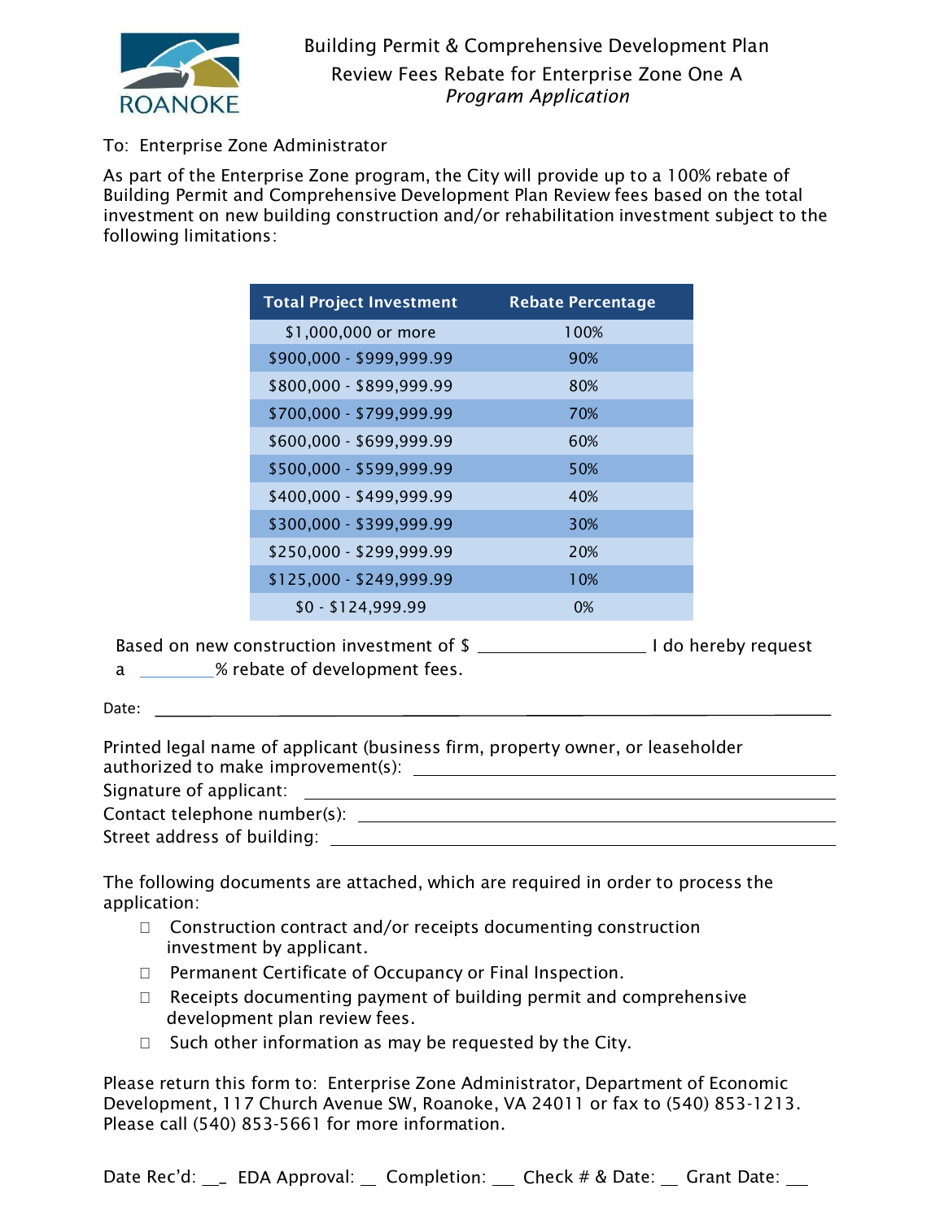ROANOKE

# Building Permit & Comprehensive Development Plan Review Fees Rebate for Enterprise Zone One A

*Program Application*

To: Enterprise Zone Administrator

As part of the Enterprise Zone program, the City will provide up to a 100% rebate of Building Permit and Comprehensive Development Plan Review fees based on the total investment on new building construction and/or rehabilitation investment subject to the following limitations:

| Total Project Investment | Rebate Percentage |
|---|---|
| $1,000,000 or more | 100% |
| $900,000 - $999,999.99 | 90% |
| $800,000 - $899,999.99 | 80% |
| $700,000 - $799,999.99 | 70% |
| $600,000 - $699,999.99 | 60% |
| $500,000 - $599,999.99 | 50% |
| $400,000 - $499,999.99 | 40% |
| $300,000 - $399,999.99 | 30% |
| $250,000 - $299,999.99 | 20% |
| $125,000 - $249,999.99 | 10% |
| $0 - $124,999.99 | 0% |

Based on new construction investment of $ ______________ I do hereby request a ________% rebate of development fees.

Date: ______________________________________________

Printed legal name of applicant (business firm, property owner, or leaseholder authorized to make improvement(s): ______________________________

Signature of applicant: ______________________________

Contact telephone number(s): ______________________________

Street address of building: ______________________________

The following documents are attached, which are required in order to process the application:

- ☐ Construction contract and/or receipts documenting construction investment by applicant.
- ☐ Permanent Certificate of Occupancy or Final Inspection.
- ☐ Receipts documenting payment of building permit and comprehensive development plan review fees.
- ☐ Such other information as may be requested by the City.

Please return this form to: Enterprise Zone Administrator, Department of Economic Development, 117 Church Avenue SW, Roanoke, VA 24011 or fax to (540) 853-1213. Please call (540) 853-5661 for more information.

Date Rec'd: __ EDA Approval: __ Completion: __ Check # & Date: __ Grant Date: __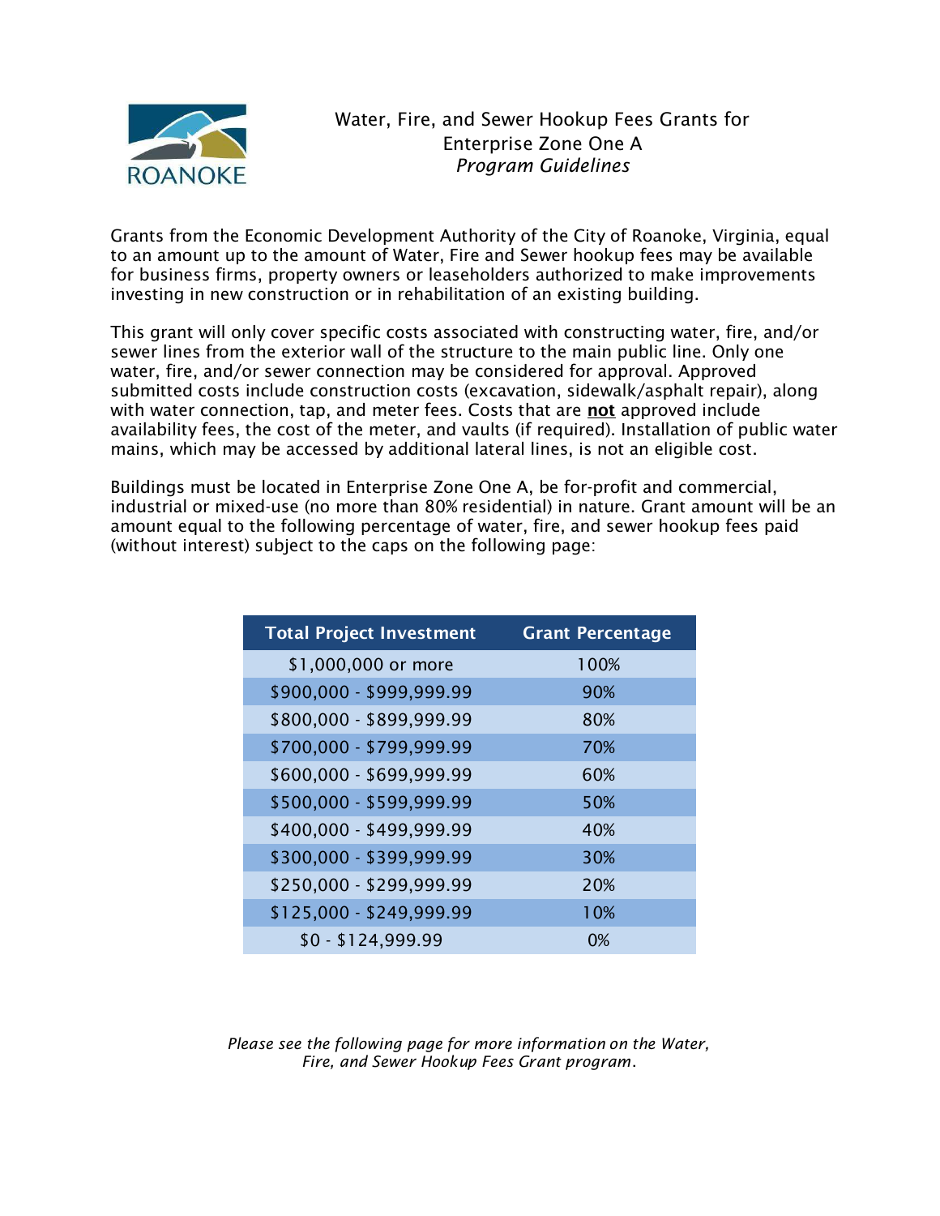# Water, Fire, and Sewer Hookup Fees Grants for Enterprise Zone One A

*Program Guidelines*

Grants from the Economic Development Authority of the City of Roanoke, Virginia, equal to an amount up to the amount of Water, Fire and Sewer hookup fees may be available for business firms, property owners or leaseholders authorized to make improvements investing in new construction or in rehabilitation of an existing building.

This grant will only cover specific costs associated with constructing water, fire, and/or sewer lines from the exterior wall of the structure to the main public line. Only one water, fire, and/or sewer connection may be considered for approval. Approved submitted costs include construction costs (excavation, sidewalk/asphalt repair), along with water connection, tap, and meter fees. Costs that are **not** approved include availability fees, the cost of the meter, and vaults (if required). Installation of public water mains, which may be accessed by additional lateral lines, is not an eligible cost.

Buildings must be located in Enterprise Zone One A, be for-profit and commercial, industrial or mixed-use (no more than 80% residential) in nature. Grant amount will be an amount equal to the following percentage of water, fire, and sewer hookup fees paid (without interest) subject to the caps on the following page:

| Total Project Investment | Grant Percentage |
| --- | --- |
| $1,000,000 or more | 100% |
| $900,000 - $999,999.99 | 90% |
| $800,000 - $899,999.99 | 80% |
| $700,000 - $799,999.99 | 70% |
| $600,000 - $699,999.99 | 60% |
| $500,000 - $599,999.99 | 50% |
| $400,000 - $499,999.99 | 40% |
| $300,000 - $399,999.99 | 30% |
| $250,000 - $299,999.99 | 20% |
| $125,000 - $249,999.99 | 10% |
| $0 - $124,999.99 | 0% |

*Please see the following page for more information on the Water, Fire, and Sewer Hookup Fees Grant program.*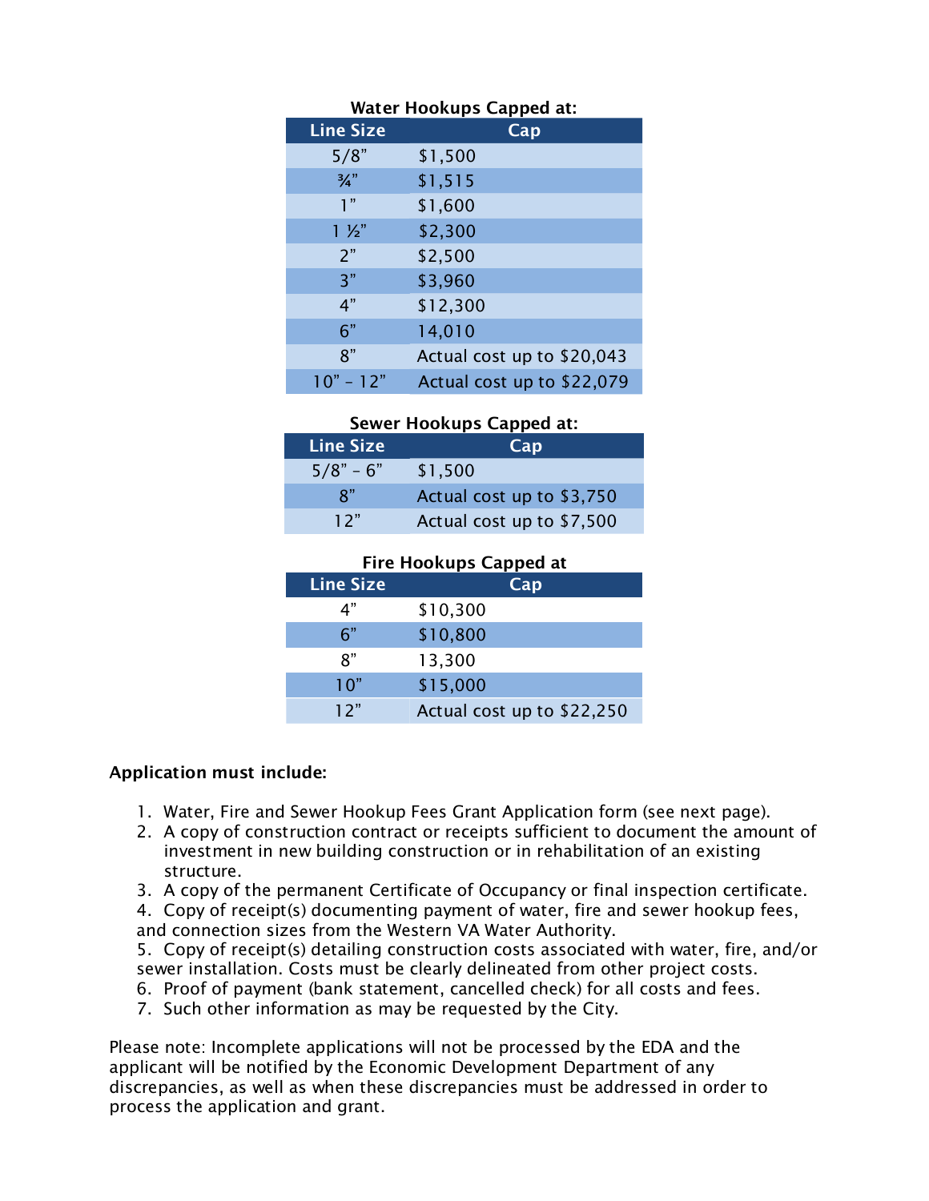**Water Hookups Capped at:**

| Line Size | Cap |
|---|---|
| 5/8” | $1,500 |
| ¾” | $1,515 |
| 1” | $1,600 |
| 1 ½” | $2,300 |
| 2” | $2,500 |
| 3” | $3,960 |
| 4” | $12,300 |
| 6” | 14,010 |
| 8” | Actual cost up to $20,043 |
| 10” – 12” | Actual cost up to $22,079 |

**Sewer Hookups Capped at:**

| Line Size | Cap |
|---|---|
| 5/8” – 6” | $1,500 |
| 8” | Actual cost up to $3,750 |
| 12” | Actual cost up to $7,500 |

**Fire Hookups Capped at**

| Line Size | Cap |
|---|---|
| 4” | $10,300 |
| 6” | $10,800 |
| 8” | 13,300 |
| 10” | $15,000 |
| 12” | Actual cost up to $22,250 |

**Application must include:**

1. Water, Fire and Sewer Hookup Fees Grant Application form (see next page).
2. A copy of construction contract or receipts sufficient to document the amount of investment in new building construction or in rehabilitation of an existing structure.
3. A copy of the permanent Certificate of Occupancy or final inspection certificate.
4. Copy of receipt(s) documenting payment of water, fire and sewer hookup fees, and connection sizes from the Western VA Water Authority.
5. Copy of receipt(s) detailing construction costs associated with water, fire, and/or sewer installation. Costs must be clearly delineated from other project costs.
6. Proof of payment (bank statement, cancelled check) for all costs and fees.
7. Such other information as may be requested by the City.

Please note: Incomplete applications will not be processed by the EDA and the applicant will be notified by the Economic Development Department of any discrepancies, as well as when these discrepancies must be addressed in order to process the application and grant.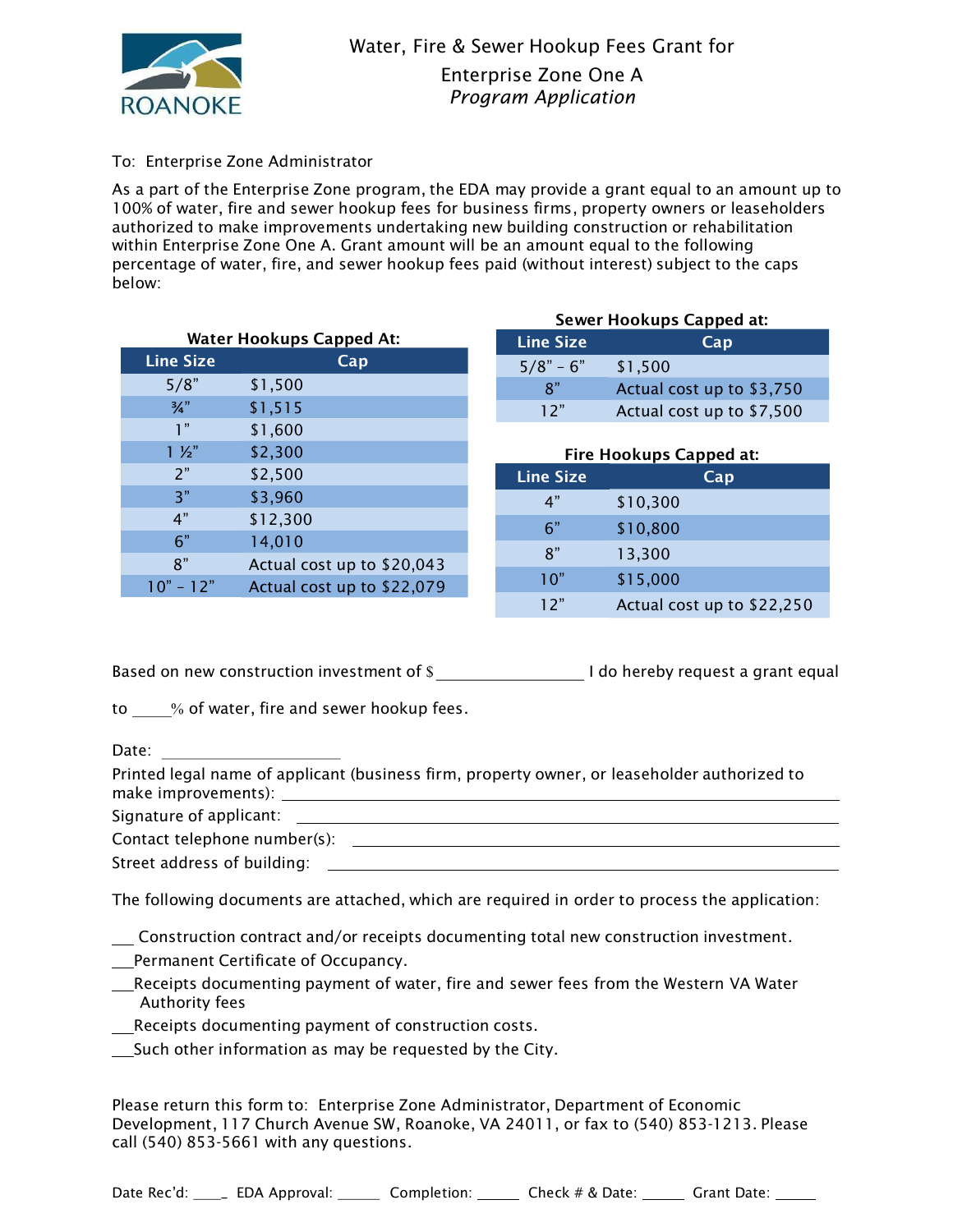# Water, Fire & Sewer Hookup Fees Grant for Enterprise Zone One A

*Program Application*

To: Enterprise Zone Administrator

As a part of the Enterprise Zone program, the EDA may provide a grant equal to an amount up to 100% of water, fire and sewer hookup fees for business firms, property owners or leaseholders authorized to make improvements undertaking new building construction or rehabilitation within Enterprise Zone One A. Grant amount will be an amount equal to the following percentage of water, fire, and sewer hookup fees paid (without interest) subject to the caps below:

**Water Hookups Capped At:**

| Line Size | Cap |
|---|---|
| 5/8" | $1,500 |
| ¾" | $1,515 |
| 1" | $1,600 |
| 1 ½" | $2,300 |
| 2" | $2,500 |
| 3" | $3,960 |
| 4" | $12,300 |
| 6" | 14,010 |
| 8" | Actual cost up to $20,043 |
| 10" – 12" | Actual cost up to $22,079 |

**Sewer Hookups Capped at:**

| Line Size | Cap |
|---|---|
| 5/8" – 6" | $1,500 |
| 8" | Actual cost up to $3,750 |
| 12" | Actual cost up to $7,500 |

**Fire Hookups Capped at:**

| Line Size | Cap |
|---|---|
| 4" | $10,300 |
| 6" | $10,800 |
| 8" | 13,300 |
| 10" | $15,000 |
| 12" | Actual cost up to $22,250 |

Based on new construction investment of $ ________________ I do hereby request a grant equal to _____% of water, fire and sewer hookup fees.

Date: ____________________

Printed legal name of applicant (business firm, property owner, or leaseholder authorized to make improvements): ____________________

Signature of applicant: ____________________

Contact telephone number(s): ____________________

Street address of building: ____________________

The following documents are attached, which are required in order to process the application:

___ Construction contract and/or receipts documenting total new construction investment.
___ Permanent Certificate of Occupancy.
___ Receipts documenting payment of water, fire and sewer fees from the Western VA Water Authority fees
___ Receipts documenting payment of construction costs.
___ Such other information as may be requested by the City.

Please return this form to: Enterprise Zone Administrator, Department of Economic Development, 117 Church Avenue SW, Roanoke, VA 24011, or fax to (540) 853-1213. Please call (540) 853-5661 with any questions.

Date Rec'd: ____ EDA Approval: _____ Completion: _____ Check # & Date: _____ Grant Date: _____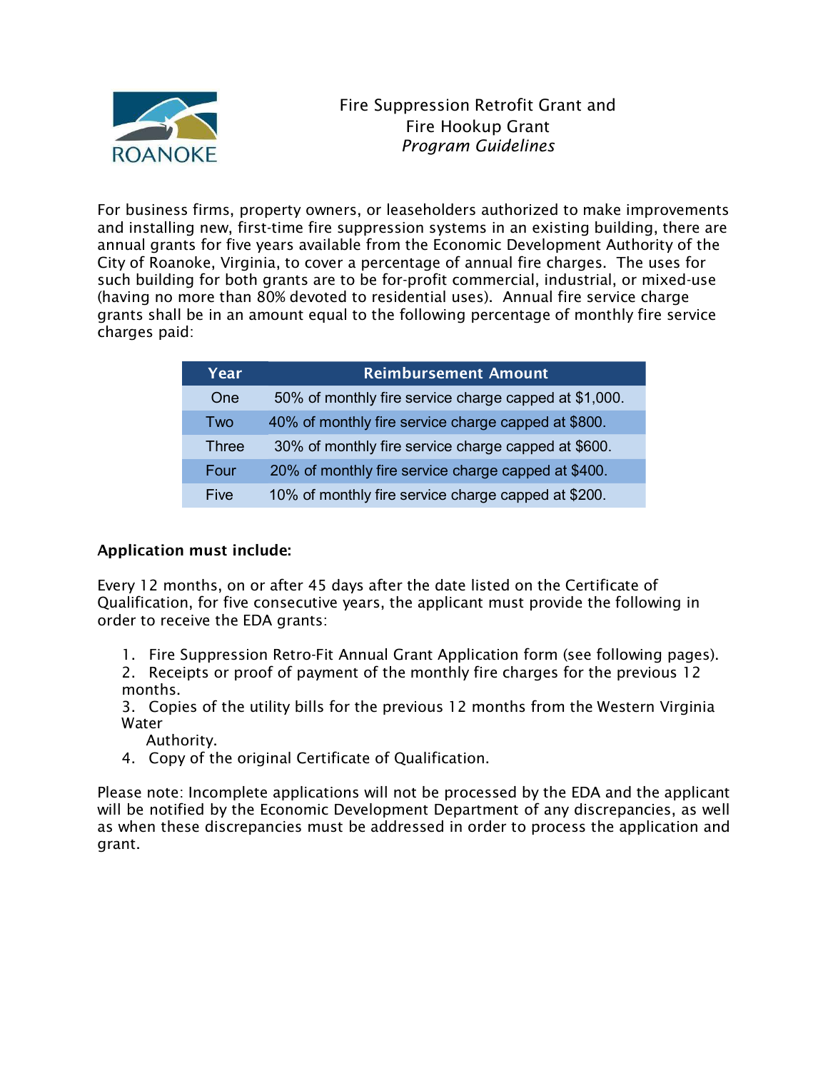ROANOKE

# Fire Suppression Retrofit Grant and Fire Hookup Grant

*Program Guidelines*

For business firms, property owners, or leaseholders authorized to make improvements and installing new, first-time fire suppression systems in an existing building, there are annual grants for five years available from the Economic Development Authority of the City of Roanoke, Virginia, to cover a percentage of annual fire charges. The uses for such building for both grants are to be for-profit commercial, industrial, or mixed-use (having no more than 80% devoted to residential uses). Annual fire service charge grants shall be in an amount equal to the following percentage of monthly fire service charges paid:

| Year | Reimbursement Amount |
|---|---|
| One | 50% of monthly fire service charge capped at $1,000. |
| Two | 40% of monthly fire service charge capped at $800. |
| Three | 30% of monthly fire service charge capped at $600. |
| Four | 20% of monthly fire service charge capped at $400. |
| Five | 10% of monthly fire service charge capped at $200. |

**Application must include:**

Every 12 months, on or after 45 days after the date listed on the Certificate of Qualification, for five consecutive years, the applicant must provide the following in order to receive the EDA grants:

1. Fire Suppression Retro-Fit Annual Grant Application form (see following pages).
2. Receipts or proof of payment of the monthly fire charges for the previous 12 months.
3. Copies of the utility bills for the previous 12 months from the Western Virginia Water Authority.
4. Copy of the original Certificate of Qualification.

Please note: Incomplete applications will not be processed by the EDA and the applicant will be notified by the Economic Development Department of any discrepancies, as well as when these discrepancies must be addressed in order to process the application and grant.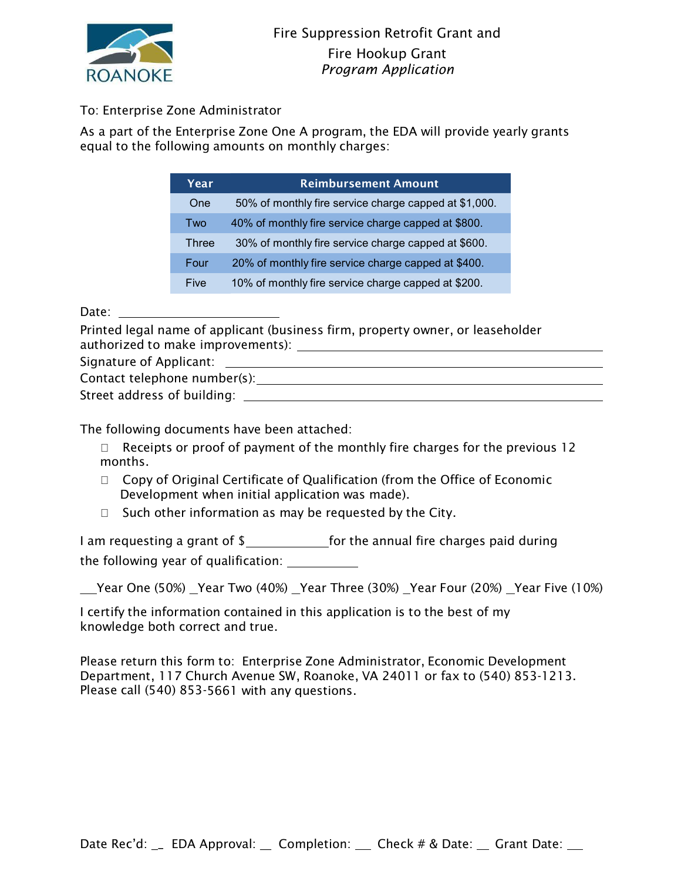ROANOKE

# Fire Suppression Retrofit Grant and Fire Hookup Grant

*Program Application*

To: Enterprise Zone Administrator

As a part of the Enterprise Zone One A program, the EDA will provide yearly grants equal to the following amounts on monthly charges:

| Year | Reimbursement Amount |
|---|---|
| One | 50% of monthly fire service charge capped at $1,000. |
| Two | 40% of monthly fire service charge capped at $800. |
| Three | 30% of monthly fire service charge capped at $600. |
| Four | 20% of monthly fire service charge capped at $400. |
| Five | 10% of monthly fire service charge capped at $200. |

Date: ______________________

Printed legal name of applicant (business firm, property owner, or leaseholder authorized to make improvements): ______________________

Signature of Applicant: ______________________

Contact telephone number(s): ______________________

Street address of building: ______________________

The following documents have been attached:

- ☐ Receipts or proof of payment of the monthly fire charges for the previous 12 months.
- ☐ Copy of Original Certificate of Qualification (from the Office of Economic Development when initial application was made).
- ☐ Such other information as may be requested by the City.

I am requesting a grant of $____________for the annual fire charges paid during the following year of qualification: __________

__Year One (50%) _Year Two (40%) _Year Three (30%) _Year Four (20%) _Year Five (10%)

I certify the information contained in this application is to the best of my knowledge both correct and true.

Please return this form to: Enterprise Zone Administrator, Economic Development Department, 117 Church Avenue SW, Roanoke, VA 24011 or fax to (540) 853-1213. Please call (540) 853-5661 with any questions.

Date Rec'd: _ EDA Approval: _ Completion: __ Check # & Date: _ Grant Date: __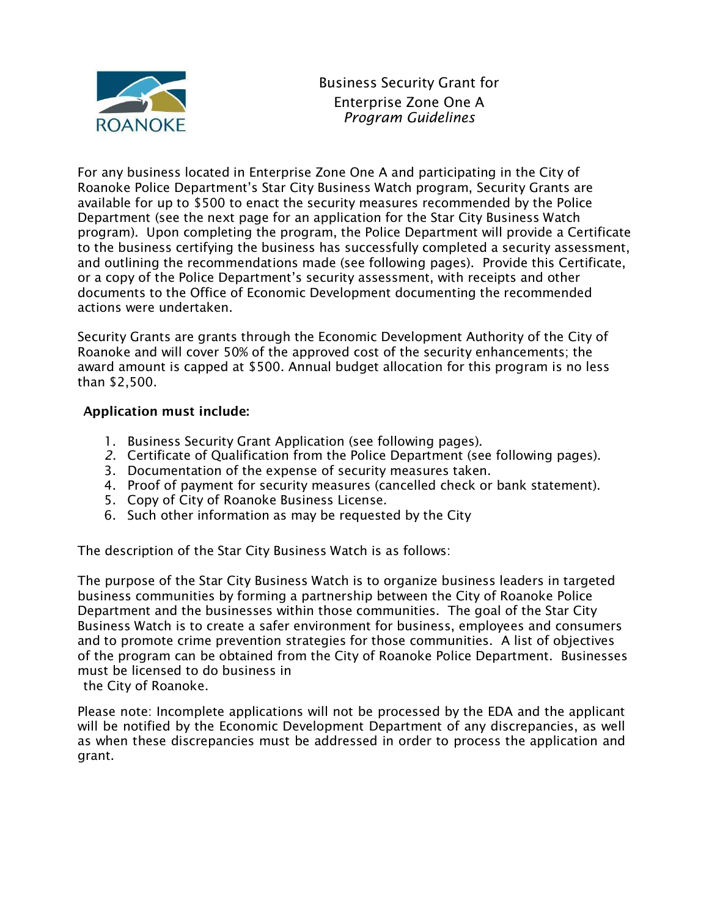ROANOKE

# Business Security Grant for Enterprise Zone One A
*Program Guidelines*

For any business located in Enterprise Zone One A and participating in the City of Roanoke Police Department's Star City Business Watch program, Security Grants are available for up to $500 to enact the security measures recommended by the Police Department (see the next page for an application for the Star City Business Watch program). Upon completing the program, the Police Department will provide a Certificate to the business certifying the business has successfully completed a security assessment, and outlining the recommendations made (see following pages). Provide this Certificate, or a copy of the Police Department's security assessment, with receipts and other documents to the Office of Economic Development documenting the recommended actions were undertaken.

Security Grants are grants through the Economic Development Authority of the City of Roanoke and will cover 50% of the approved cost of the security enhancements; the award amount is capped at $500. Annual budget allocation for this program is no less than $2,500.

**Application must include:**

1. Business Security Grant Application (see following pages).
2. Certificate of Qualification from the Police Department (see following pages).
3. Documentation of the expense of security measures taken.
4. Proof of payment for security measures (cancelled check or bank statement).
5. Copy of City of Roanoke Business License.
6. Such other information as may be requested by the City

The description of the Star City Business Watch is as follows:

The purpose of the Star City Business Watch is to organize business leaders in targeted business communities by forming a partnership between the City of Roanoke Police Department and the businesses within those communities. The goal of the Star City Business Watch is to create a safer environment for business, employees and consumers and to promote crime prevention strategies for those communities. A list of objectives of the program can be obtained from the City of Roanoke Police Department. Businesses must be licensed to do business in the City of Roanoke.

Please note: Incomplete applications will not be processed by the EDA and the applicant will be notified by the Economic Development Department of any discrepancies, as well as when these discrepancies must be addressed in order to process the application and grant.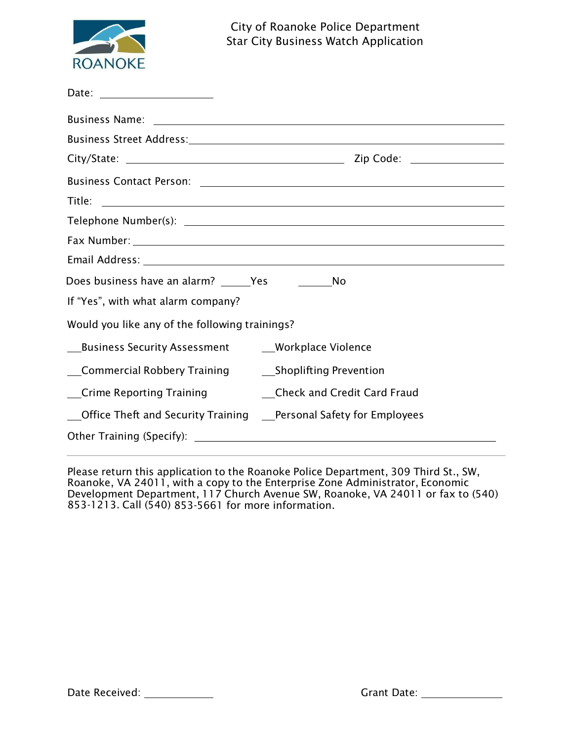ROANOKE

City of Roanoke Police Department
Star City Business Watch Application

Date: ____________________

Business Name: ____________________________________________

Business Street Address: ____________________________________________

City/State: ______________________________ Zip Code: ______________

Business Contact Person: ____________________________________________

Title: ____________________________________________

Telephone Number(s): ____________________________________________

Fax Number: ____________________________________________

Email Address: ____________________________________________

Does business have an alarm? _____Yes      _____No

If "Yes", with what alarm company?

Would you like any of the following trainings?

__Business Security Assessment      __Workplace Violence

__Commercial Robbery Training      __Shoplifting Prevention

__Crime Reporting Training      __Check and Credit Card Fraud

__Office Theft and Security Training      __Personal Safety for Employees

Other Training (Specify): ____________________________________________

---

Please return this application to the Roanoke Police Department, 309 Third St., SW, Roanoke, VA 24011, with a copy to the Enterprise Zone Administrator, Economic Development Department, 117 Church Avenue SW, Roanoke, VA 24011 or fax to (540) 853-1213. Call (540) 853-5661 for more information.

Date Received: ____________      Grant Date: ____________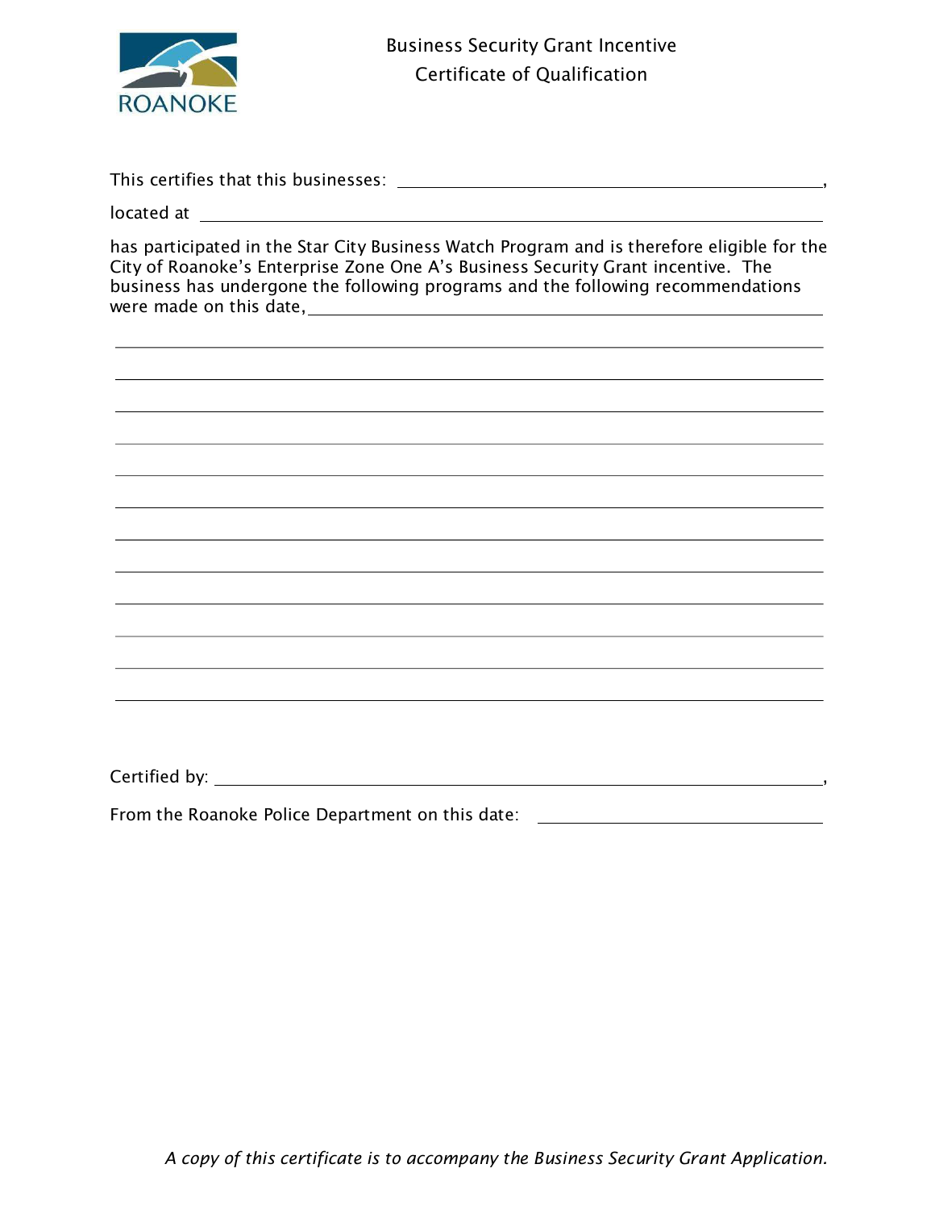ROANOKE

# Business Security Grant Incentive
## Certificate of Qualification

This certifies that this businesses: \_\_\_\_\_\_\_\_\_\_\_\_\_\_\_\_\_\_\_\_\_\_\_\_\_\_\_\_\_\_\_\_\_\_\_\_\_\_\_\_,

located at \_\_\_\_\_\_\_\_\_\_\_\_\_\_\_\_\_\_\_\_\_\_\_\_\_\_\_\_\_\_\_\_\_\_\_\_\_\_\_\_\_\_\_\_\_\_\_\_

has participated in the Star City Business Watch Program and is therefore eligible for the City of Roanoke's Enterprise Zone One A's Business Security Grant incentive. The business has undergone the following programs and the following recommendations were made on this date, \_\_\_\_\_\_\_\_\_\_\_\_\_\_\_\_\_\_\_\_\_\_\_\_\_\_\_\_\_\_\_\_\_\_\_\_\_\_\_\_

\_\_\_\_\_\_\_\_\_\_\_\_\_\_\_\_\_\_\_\_\_\_\_\_\_\_\_\_\_\_\_\_\_\_\_\_\_\_\_\_\_\_\_\_\_\_\_\_\_\_\_\_\_\_\_\_\_\_\_\_

\_\_\_\_\_\_\_\_\_\_\_\_\_\_\_\_\_\_\_\_\_\_\_\_\_\_\_\_\_\_\_\_\_\_\_\_\_\_\_\_\_\_\_\_\_\_\_\_\_\_\_\_\_\_\_\_\_\_\_\_

\_\_\_\_\_\_\_\_\_\_\_\_\_\_\_\_\_\_\_\_\_\_\_\_\_\_\_\_\_\_\_\_\_\_\_\_\_\_\_\_\_\_\_\_\_\_\_\_\_\_\_\_\_\_\_\_\_\_\_\_

\_\_\_\_\_\_\_\_\_\_\_\_\_\_\_\_\_\_\_\_\_\_\_\_\_\_\_\_\_\_\_\_\_\_\_\_\_\_\_\_\_\_\_\_\_\_\_\_\_\_\_\_\_\_\_\_\_\_\_\_

\_\_\_\_\_\_\_\_\_\_\_\_\_\_\_\_\_\_\_\_\_\_\_\_\_\_\_\_\_\_\_\_\_\_\_\_\_\_\_\_\_\_\_\_\_\_\_\_\_\_\_\_\_\_\_\_\_\_\_\_

\_\_\_\_\_\_\_\_\_\_\_\_\_\_\_\_\_\_\_\_\_\_\_\_\_\_\_\_\_\_\_\_\_\_\_\_\_\_\_\_\_\_\_\_\_\_\_\_\_\_\_\_\_\_\_\_\_\_\_\_

\_\_\_\_\_\_\_\_\_\_\_\_\_\_\_\_\_\_\_\_\_\_\_\_\_\_\_\_\_\_\_\_\_\_\_\_\_\_\_\_\_\_\_\_\_\_\_\_\_\_\_\_\_\_\_\_\_\_\_\_

\_\_\_\_\_\_\_\_\_\_\_\_\_\_\_\_\_\_\_\_\_\_\_\_\_\_\_\_\_\_\_\_\_\_\_\_\_\_\_\_\_\_\_\_\_\_\_\_\_\_\_\_\_\_\_\_\_\_\_\_

\_\_\_\_\_\_\_\_\_\_\_\_\_\_\_\_\_\_\_\_\_\_\_\_\_\_\_\_\_\_\_\_\_\_\_\_\_\_\_\_\_\_\_\_\_\_\_\_\_\_\_\_\_\_\_\_\_\_\_\_

\_\_\_\_\_\_\_\_\_\_\_\_\_\_\_\_\_\_\_\_\_\_\_\_\_\_\_\_\_\_\_\_\_\_\_\_\_\_\_\_\_\_\_\_\_\_\_\_\_\_\_\_\_\_\_\_\_\_\_\_

\_\_\_\_\_\_\_\_\_\_\_\_\_\_\_\_\_\_\_\_\_\_\_\_\_\_\_\_\_\_\_\_\_\_\_\_\_\_\_\_\_\_\_\_\_\_\_\_\_\_\_\_\_\_\_\_\_\_\_\_

\_\_\_\_\_\_\_\_\_\_\_\_\_\_\_\_\_\_\_\_\_\_\_\_\_\_\_\_\_\_\_\_\_\_\_\_\_\_\_\_\_\_\_\_\_\_\_\_\_\_\_\_\_\_\_\_\_\_\_\_

Certified by: \_\_\_\_\_\_\_\_\_\_\_\_\_\_\_\_\_\_\_\_\_\_\_\_\_\_\_\_\_\_\_\_\_\_\_\_\_\_\_\_\_\_\_\_\_\_\_\_,

From the Roanoke Police Department on this date: \_\_\_\_\_\_\_\_\_\_\_\_\_\_\_\_\_\_\_\_\_\_\_\_

*A copy of this certificate is to accompany the Business Security Grant Application.*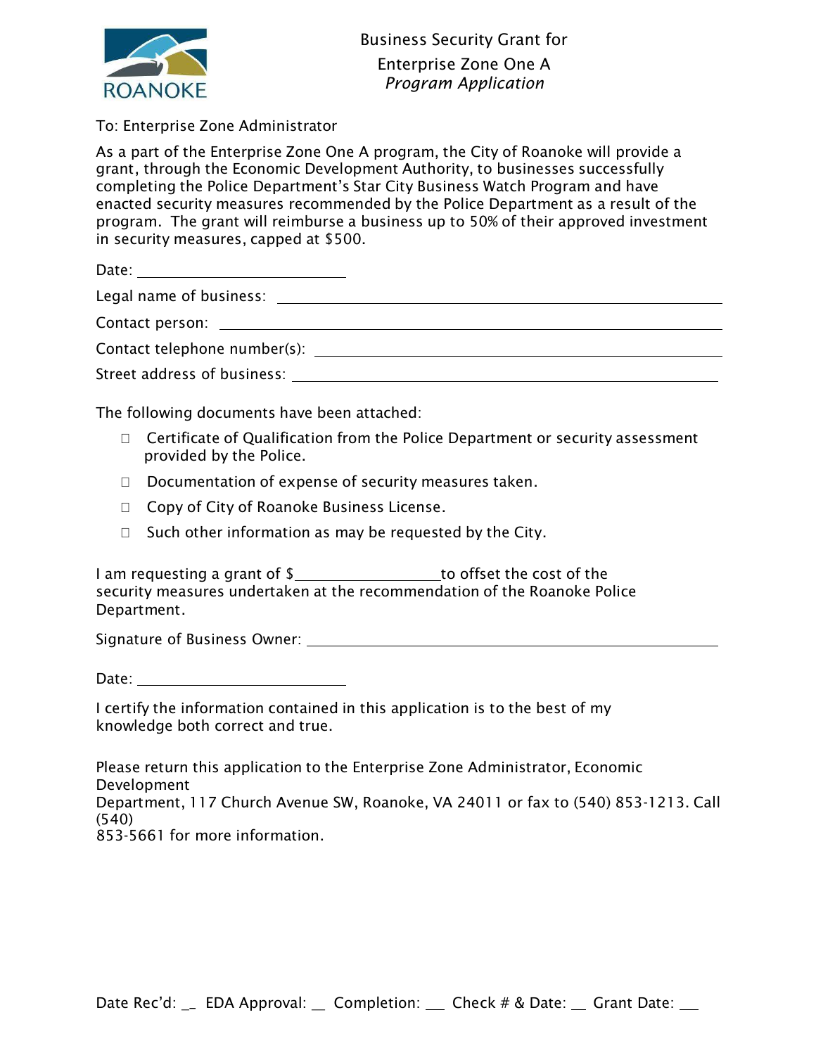# Business Security Grant for Enterprise Zone One A

*Program Application*

To: Enterprise Zone Administrator

As a part of the Enterprise Zone One A program, the City of Roanoke will provide a grant, through the Economic Development Authority, to businesses successfully completing the Police Department's Star City Business Watch Program and have enacted security measures recommended by the Police Department as a result of the program. The grant will reimburse a business up to 50% of their approved investment in security measures, capped at $500.

Date: ____________________

Legal name of business: ________________________________________

Contact person: ________________________________________

Contact telephone number(s): ________________________________________

Street address of business: ________________________________________

The following documents have been attached:

- ☐ Certificate of Qualification from the Police Department or security assessment provided by the Police.
- ☐ Documentation of expense of security measures taken.
- ☐ Copy of City of Roanoke Business License.
- ☐ Such other information as may be requested by the City.

I am requesting a grant of $______________ to offset the cost of the security measures undertaken at the recommendation of the Roanoke Police Department.

Signature of Business Owner: ________________________________________

Date: ____________________

I certify the information contained in this application is to the best of my knowledge both correct and true.

Please return this application to the Enterprise Zone Administrator, Economic Development Department, 117 Church Avenue SW, Roanoke, VA 24011 or fax to (540) 853-1213. Call (540) 853-5661 for more information.

Date Rec'd: __ EDA Approval: __ Completion: __ Check # & Date: __ Grant Date: __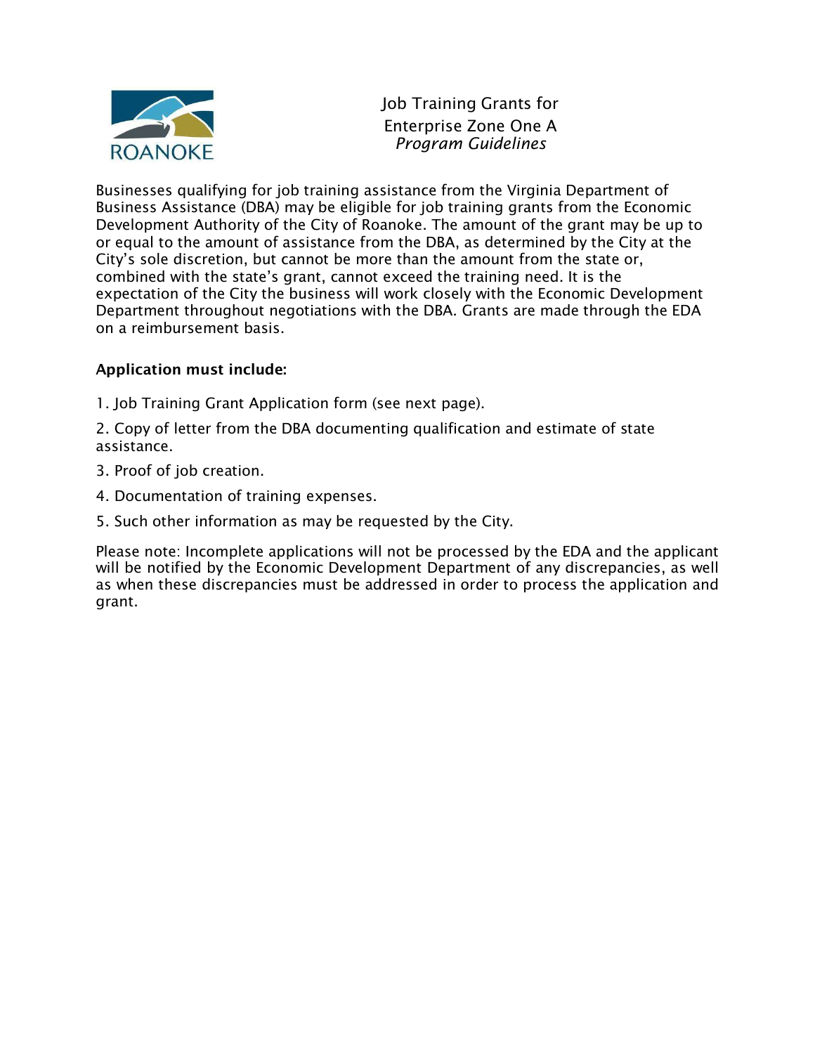ROANOKE

# Job Training Grants for Enterprise Zone One A

*Program Guidelines*

Businesses qualifying for job training assistance from the Virginia Department of Business Assistance (DBA) may be eligible for job training grants from the Economic Development Authority of the City of Roanoke. The amount of the grant may be up to or equal to the amount of assistance from the DBA, as determined by the City at the City's sole discretion, but cannot be more than the amount from the state or, combined with the state's grant, cannot exceed the training need. It is the expectation of the City the business will work closely with the Economic Development Department throughout negotiations with the DBA. Grants are made through the EDA on a reimbursement basis.

**Application must include:**

1. Job Training Grant Application form (see next page).
2. Copy of letter from the DBA documenting qualification and estimate of state assistance.
3. Proof of job creation.
4. Documentation of training expenses.
5. Such other information as may be requested by the City.

Please note: Incomplete applications will not be processed by the EDA and the applicant will be notified by the Economic Development Department of any discrepancies, as well as when these discrepancies must be addressed in order to process the application and grant.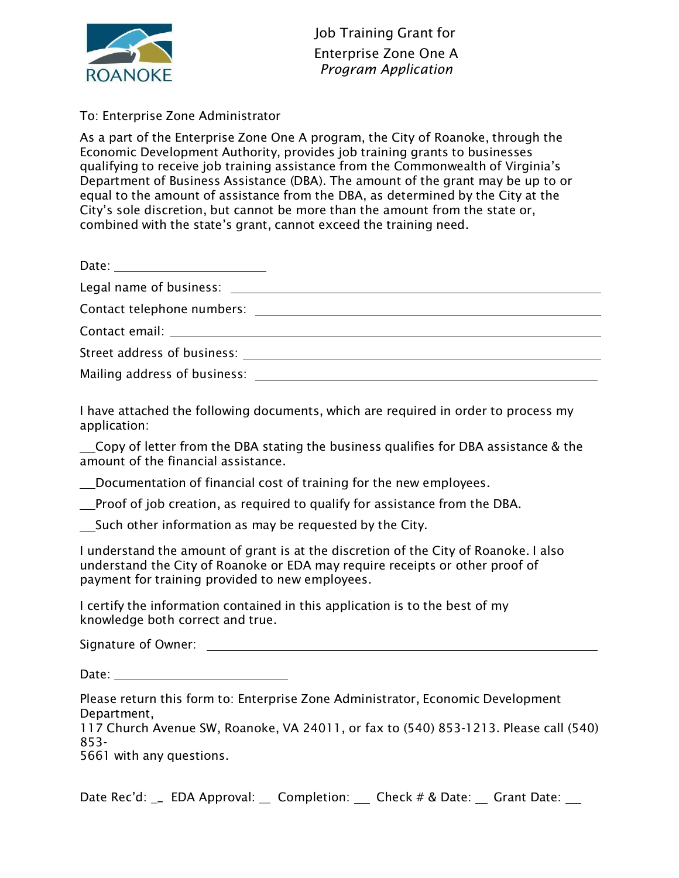ROANOKE

# Job Training Grant for Enterprise Zone One A

*Program Application*

To: Enterprise Zone Administrator

As a part of the Enterprise Zone One A program, the City of Roanoke, through the Economic Development Authority, provides job training grants to businesses qualifying to receive job training assistance from the Commonwealth of Virginia's Department of Business Assistance (DBA). The amount of the grant may be up to or equal to the amount of assistance from the DBA, as determined by the City at the City's sole discretion, but cannot be more than the amount from the state or, combined with the state's grant, cannot exceed the training need.

Date: ______________________

Legal name of business: ______________________

Contact telephone numbers: ______________________

Contact email: ______________________

Street address of business: ______________________

Mailing address of business: ______________________

I have attached the following documents, which are required in order to process my application:

__Copy of letter from the DBA stating the business qualifies for DBA assistance & the amount of the financial assistance.

__Documentation of financial cost of training for the new employees.

__Proof of job creation, as required to qualify for assistance from the DBA.

__Such other information as may be requested by the City.

I understand the amount of grant is at the discretion of the City of Roanoke. I also understand the City of Roanoke or EDA may require receipts or other proof of payment for training provided to new employees.

I certify the information contained in this application is to the best of my knowledge both correct and true.

Signature of Owner: ______________________

Date: ______________________

Please return this form to: Enterprise Zone Administrator, Economic Development Department,
117 Church Avenue SW, Roanoke, VA 24011, or fax to (540) 853-1213. Please call (540) 853-5661 with any questions.

Date Rec'd: __ EDA Approval: __ Completion: __ Check # & Date: __ Grant Date: __